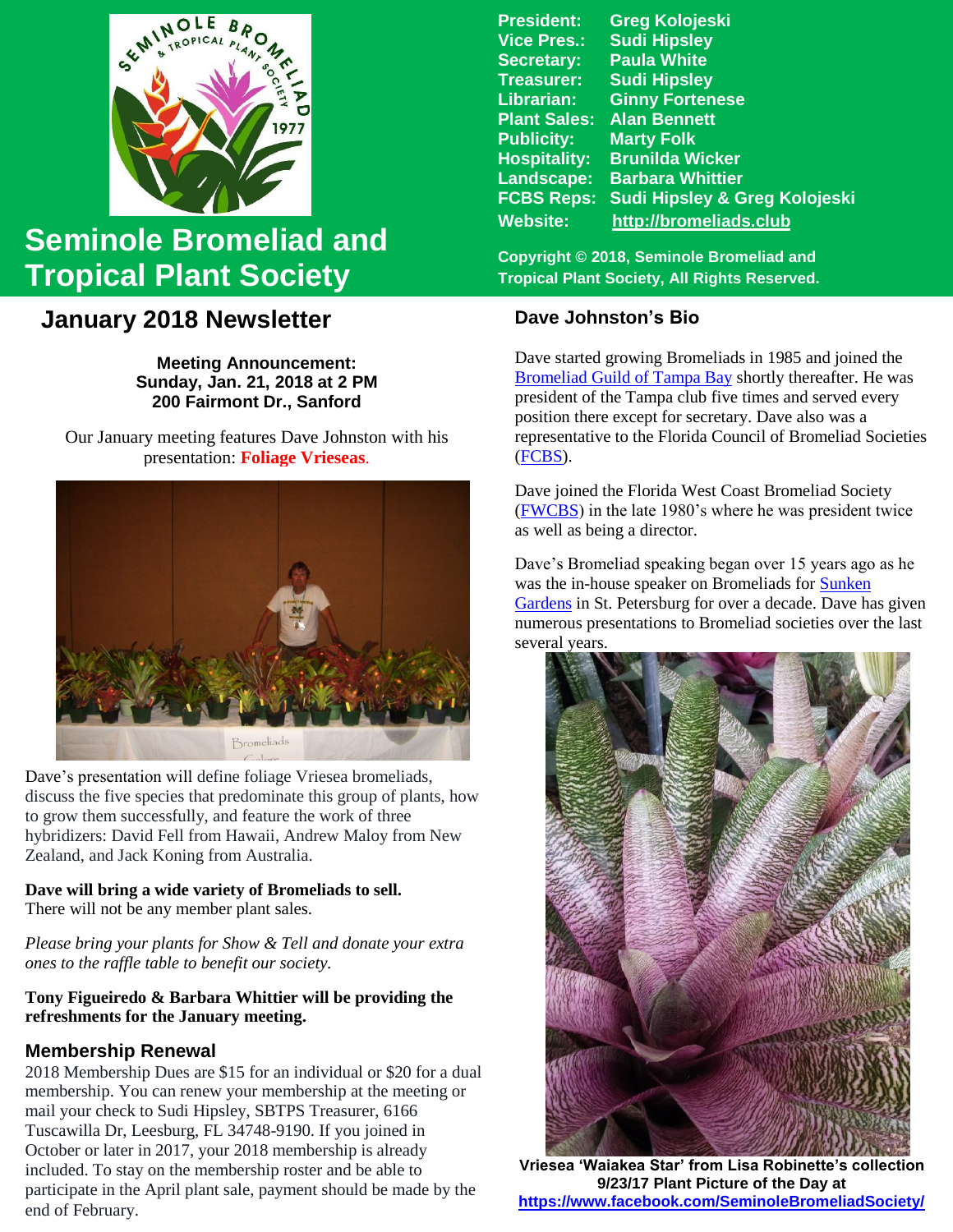# Seminole Bromeliad and Tropical Plant Society

President: Greg Kolojeski
Vice Pres.: Sudi Hipsley
Secretary: Paula White
Treasurer: Sudi Hipsley
Librarian: Ginny Fortenese
Plant Sales: Alan Bennett
Publicity: Marty Folk
Hospitality: Brunilda Wicker
Landscape: Barbara Whittier
FCBS Reps: Sudi Hipsley & Greg Kolojeski
Website: http://bromeliads.club

Copyright © 2018, Seminole Bromeliad and Tropical Plant Society, All Rights Reserved.

## January 2018 Newsletter

**Meeting Announcement:**
**Sunday, Jan. 21, 2018 at 2 PM**
**200 Fairmont Dr., Sanford**

Our January meeting features Dave Johnston with his presentation: **Foliage Vrieseas**.

Dave's presentation will define foliage Vriesea bromeliads, discuss the five species that predominate this group of plants, how to grow them successfully, and feature the work of three hybridizers: David Fell from Hawaii, Andrew Maloy from New Zealand, and Jack Koning from Australia.

**Dave will bring a wide variety of Bromeliads to sell.** There will not be any member plant sales.

*Please bring your plants for Show & Tell and donate your extra ones to the raffle table to benefit our society.*

**Tony Figueiredo & Barbara Whittier will be providing the refreshments for the January meeting.**

### Membership Renewal

2018 Membership Dues are $15 for an individual or $20 for a dual membership. You can renew your membership at the meeting or mail your check to Sudi Hipsley, SBTPS Treasurer, 6166 Tuscawilla Dr, Leesburg, FL 34748-9190. If you joined in October or later in 2017, your 2018 membership is already included. To stay on the membership roster and be able to participate in the April plant sale, payment should be made by the end of February.

### Dave Johnston's Bio

Dave started growing Bromeliads in 1985 and joined the Bromeliad Guild of Tampa Bay shortly thereafter. He was president of the Tampa club five times and served every position there except for secretary. Dave also was a representative to the Florida Council of Bromeliad Societies (FCBS).

Dave joined the Florida West Coast Bromeliad Society (FWCBS) in the late 1980's where he was president twice as well as being a director.

Dave's Bromeliad speaking began over 15 years ago as he was the in-house speaker on Bromeliads for Sunken Gardens in St. Petersburg for over a decade. Dave has given numerous presentations to Bromeliad societies over the last several years.

**Vriesea 'Waiakea Star' from Lisa Robinette's collection**
**9/23/17 Plant Picture of the Day at**
**https://www.facebook.com/SeminoleBromeliadSociety/**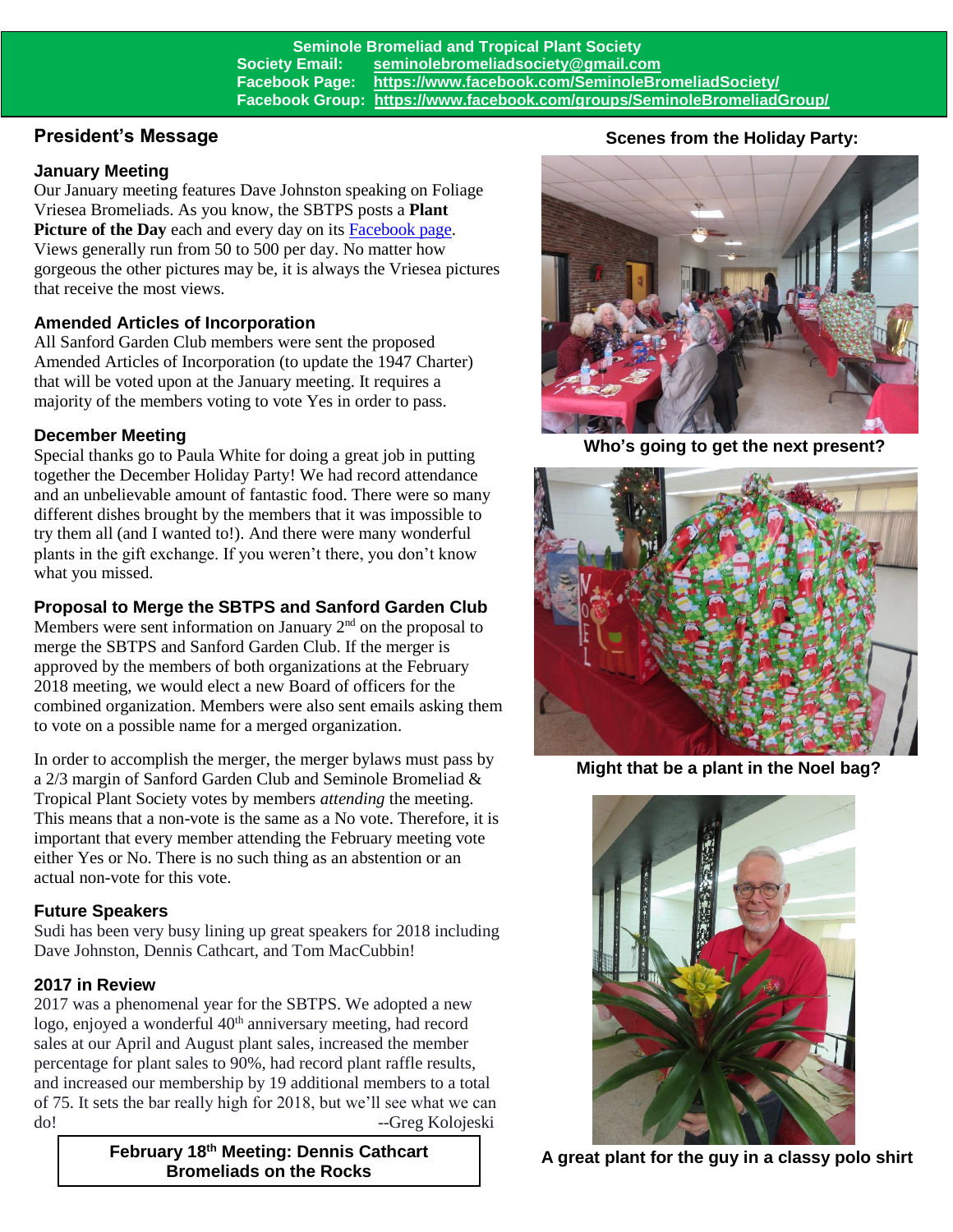**Seminole Bromeliad and Tropical Plant Society**
**Society Email:** **seminolebromeliadsociety@gmail.com**
**Facebook Page:** **https://www.facebook.com/SeminoleBromeliadSociety/**
**Facebook Group:** **https://www.facebook.com/groups/SeminoleBromeliadGroup/**

## President's Message

### January Meeting

Our January meeting features Dave Johnston speaking on Foliage Vriesea Bromeliads. As you know, the SBTPS posts a **Plant Picture of the Day** each and every day on its Facebook page. Views generally run from 50 to 500 per day. No matter how gorgeous the other pictures may be, it is always the Vriesea pictures that receive the most views.

### Amended Articles of Incorporation

All Sanford Garden Club members were sent the proposed Amended Articles of Incorporation (to update the 1947 Charter) that will be voted upon at the January meeting. It requires a majority of the members voting to vote Yes in order to pass.

### December Meeting

Special thanks go to Paula White for doing a great job in putting together the December Holiday Party! We had record attendance and an unbelievable amount of fantastic food. There were so many different dishes brought by the members that it was impossible to try them all (and I wanted to!). And there were many wonderful plants in the gift exchange. If you weren't there, you don't know what you missed.

### Proposal to Merge the SBTPS and Sanford Garden Club

Members were sent information on January 2nd on the proposal to merge the SBTPS and Sanford Garden Club. If the merger is approved by the members of both organizations at the February 2018 meeting, we would elect a new Board of officers for the combined organization. Members were also sent emails asking them to vote on a possible name for a merged organization.

In order to accomplish the merger, the merger bylaws must pass by a 2/3 margin of Sanford Garden Club and Seminole Bromeliad & Tropical Plant Society votes by members *attending* the meeting. This means that a non-vote is the same as a No vote. Therefore, it is important that every member attending the February meeting vote either Yes or No. There is no such thing as an abstention or an actual non-vote for this vote.

### Future Speakers

Sudi has been very busy lining up great speakers for 2018 including Dave Johnston, Dennis Cathcart, and Tom MacCubbin!

### 2017 in Review

2017 was a phenomenal year for the SBTPS. We adopted a new logo, enjoyed a wonderful 40th anniversary meeting, had record sales at our April and August plant sales, increased the member percentage for plant sales to 90%, had record plant raffle results, and increased our membership by 19 additional members to a total of 75. It sets the bar really high for 2018, but we'll see what we can do!

--Greg Kolojeski

**February 18th Meeting: Dennis Cathcart**
**Bromeliads on the Rocks**

**Scenes from the Holiday Party:**

**Who's going to get the next present?**

**Might that be a plant in the Noel bag?**

**A great plant for the guy in a classy polo shirt**